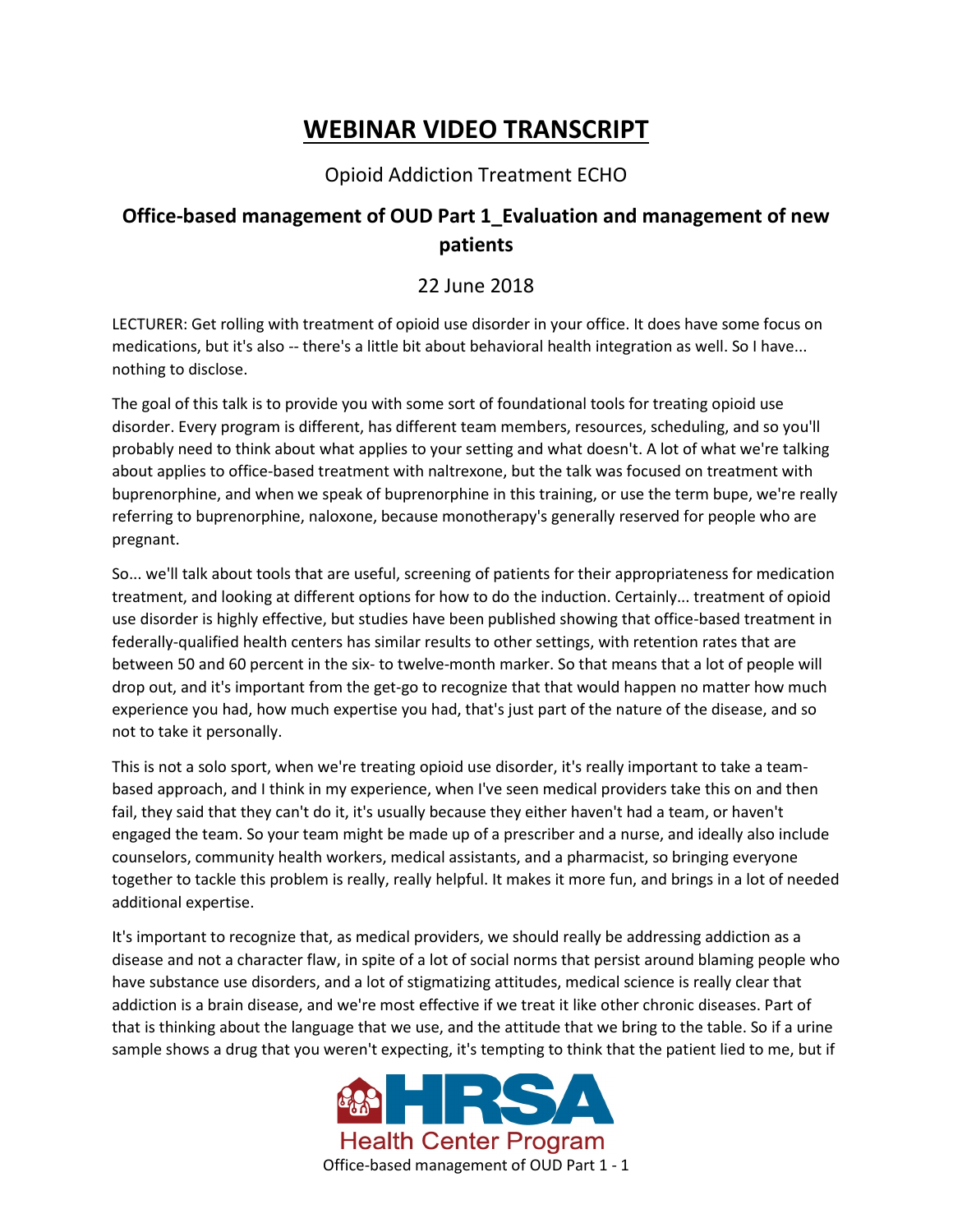# WEBINAR VIDEO TRANSCRIPT

Opioid Addiction Treatment ECHO

## Office-based management of OUD Part 1_Evaluation and management of new patients

22 June 2018

LECTURER: Get rolling with treatment of opioid use disorder in your office. It does have some focus on medications, but it's also -- there's a little bit about behavioral health integration as well. So I have... nothing to disclose.

The goal of this talk is to provide you with some sort of foundational tools for treating opioid use disorder. Every program is different, has different team members, resources, scheduling, and so you'll probably need to think about what applies to your setting and what doesn't. A lot of what we're talking about applies to office-based treatment with naltrexone, but the talk was focused on treatment with buprenorphine, and when we speak of buprenorphine in this training, or use the term bupe, we're really referring to buprenorphine, naloxone, because monotherapy's generally reserved for people who are pregnant.

So... we'll talk about tools that are useful, screening of patients for their appropriateness for medication treatment, and looking at different options for how to do the induction. Certainly... treatment of opioid use disorder is highly effective, but studies have been published showing that office-based treatment in federally-qualified health centers has similar results to other settings, with retention rates that are between 50 and 60 percent in the six- to twelve-month marker. So that means that a lot of people will drop out, and it's important from the get-go to recognize that that would happen no matter how much experience you had, how much expertise you had, that's just part of the nature of the disease, and so not to take it personally.

This is not a solo sport, when we're treating opioid use disorder, it's really important to take a team-based approach, and I think in my experience, when I've seen medical providers take this on and then fail, they said that they can't do it, it's usually because they either haven't had a team, or haven't engaged the team. So your team might be made up of a prescriber and a nurse, and ideally also include counselors, community health workers, medical assistants, and a pharmacist, so bringing everyone together to tackle this problem is really, really helpful. It makes it more fun, and brings in a lot of needed additional expertise.

It's important to recognize that, as medical providers, we should really be addressing addiction as a disease and not a character flaw, in spite of a lot of social norms that persist around blaming people who have substance use disorders, and a lot of stigmatizing attitudes, medical science is really clear that addiction is a brain disease, and we're most effective if we treat it like other chronic diseases. Part of that is thinking about the language that we use, and the attitude that we bring to the table. So if a urine sample shows a drug that you weren't expecting, it's tempting to think that the patient lied to me, but if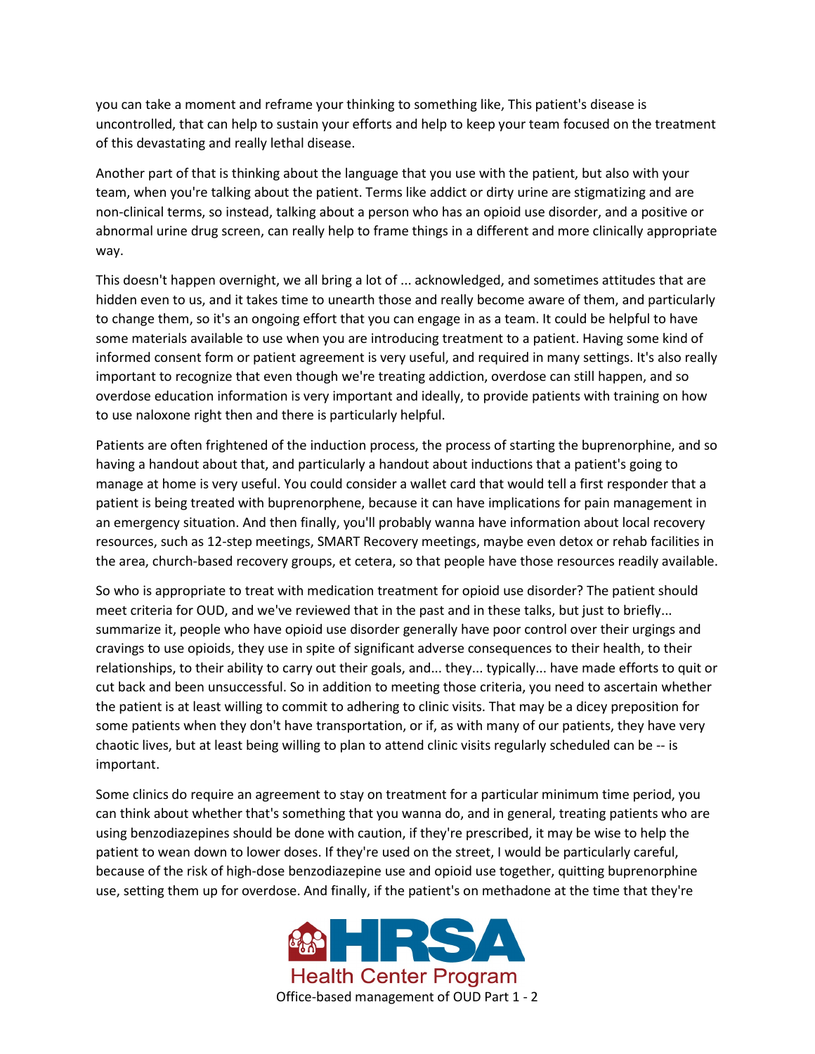you can take a moment and reframe your thinking to something like, This patient's disease is uncontrolled, that can help to sustain your efforts and help to keep your team focused on the treatment of this devastating and really lethal disease.

Another part of that is thinking about the language that you use with the patient, but also with your team, when you're talking about the patient. Terms like addict or dirty urine are stigmatizing and are non-clinical terms, so instead, talking about a person who has an opioid use disorder, and a positive or abnormal urine drug screen, can really help to frame things in a different and more clinically appropriate way.

This doesn't happen overnight, we all bring a lot of ... acknowledged, and sometimes attitudes that are hidden even to us, and it takes time to unearth those and really become aware of them, and particularly to change them, so it's an ongoing effort that you can engage in as a team. It could be helpful to have some materials available to use when you are introducing treatment to a patient. Having some kind of informed consent form or patient agreement is very useful, and required in many settings. It's also really important to recognize that even though we're treating addiction, overdose can still happen, and so overdose education information is very important and ideally, to provide patients with training on how to use naloxone right then and there is particularly helpful.

Patients are often frightened of the induction process, the process of starting the buprenorphine, and so having a handout about that, and particularly a handout about inductions that a patient's going to manage at home is very useful. You could consider a wallet card that would tell a first responder that a patient is being treated with buprenorphene, because it can have implications for pain management in an emergency situation. And then finally, you'll probably wanna have information about local recovery resources, such as 12-step meetings, SMART Recovery meetings, maybe even detox or rehab facilities in the area, church-based recovery groups, et cetera, so that people have those resources readily available.

So who is appropriate to treat with medication treatment for opioid use disorder? The patient should meet criteria for OUD, and we've reviewed that in the past and in these talks, but just to briefly... summarize it, people who have opioid use disorder generally have poor control over their urgings and cravings to use opioids, they use in spite of significant adverse consequences to their health, to their relationships, to their ability to carry out their goals, and... they... typically... have made efforts to quit or cut back and been unsuccessful. So in addition to meeting those criteria, you need to ascertain whether the patient is at least willing to commit to adhering to clinic visits. That may be a dicey preposition for some patients when they don't have transportation, or if, as with many of our patients, they have very chaotic lives, but at least being willing to plan to attend clinic visits regularly scheduled can be -- is important.

Some clinics do require an agreement to stay on treatment for a particular minimum time period, you can think about whether that's something that you wanna do, and in general, treating patients who are using benzodiazepines should be done with caution, if they're prescribed, it may be wise to help the patient to wean down to lower doses. If they're used on the street, I would be particularly careful, because of the risk of high-dose benzodiazepine use and opioid use together, quitting buprenorphine use, setting them up for overdose. And finally, if the patient's on methadone at the time that they're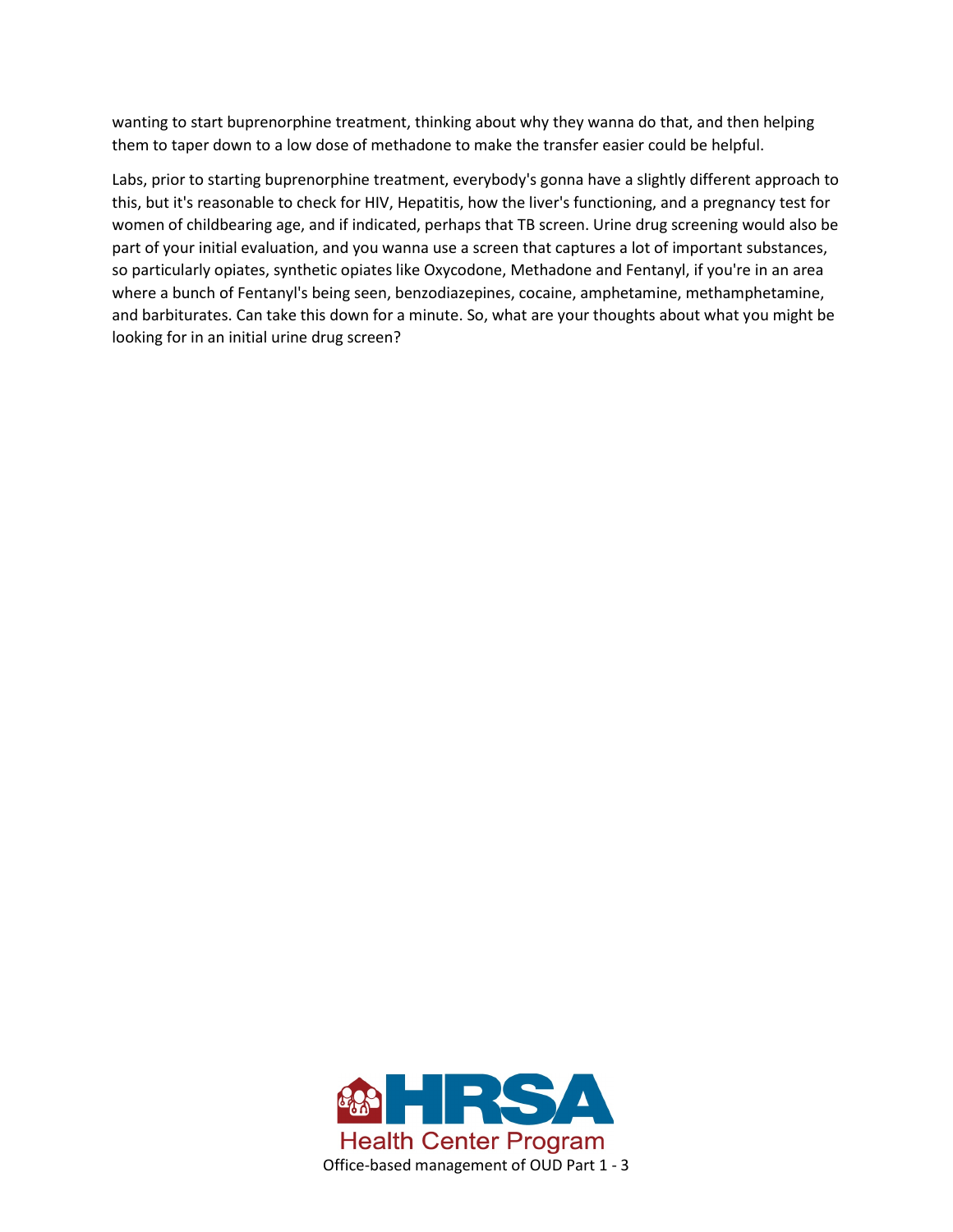wanting to start buprenorphine treatment, thinking about why they wanna do that, and then helping them to taper down to a low dose of methadone to make the transfer easier could be helpful.

Labs, prior to starting buprenorphine treatment, everybody's gonna have a slightly different approach to this, but it's reasonable to check for HIV, Hepatitis, how the liver's functioning, and a pregnancy test for women of childbearing age, and if indicated, perhaps that TB screen. Urine drug screening would also be part of your initial evaluation, and you wanna use a screen that captures a lot of important substances, so particularly opiates, synthetic opiates like Oxycodone, Methadone and Fentanyl, if you're in an area where a bunch of Fentanyl's being seen, benzodiazepines, cocaine, amphetamine, methamphetamine, and barbiturates. Can take this down for a minute. So, what are your thoughts about what you might be looking for in an initial urine drug screen?